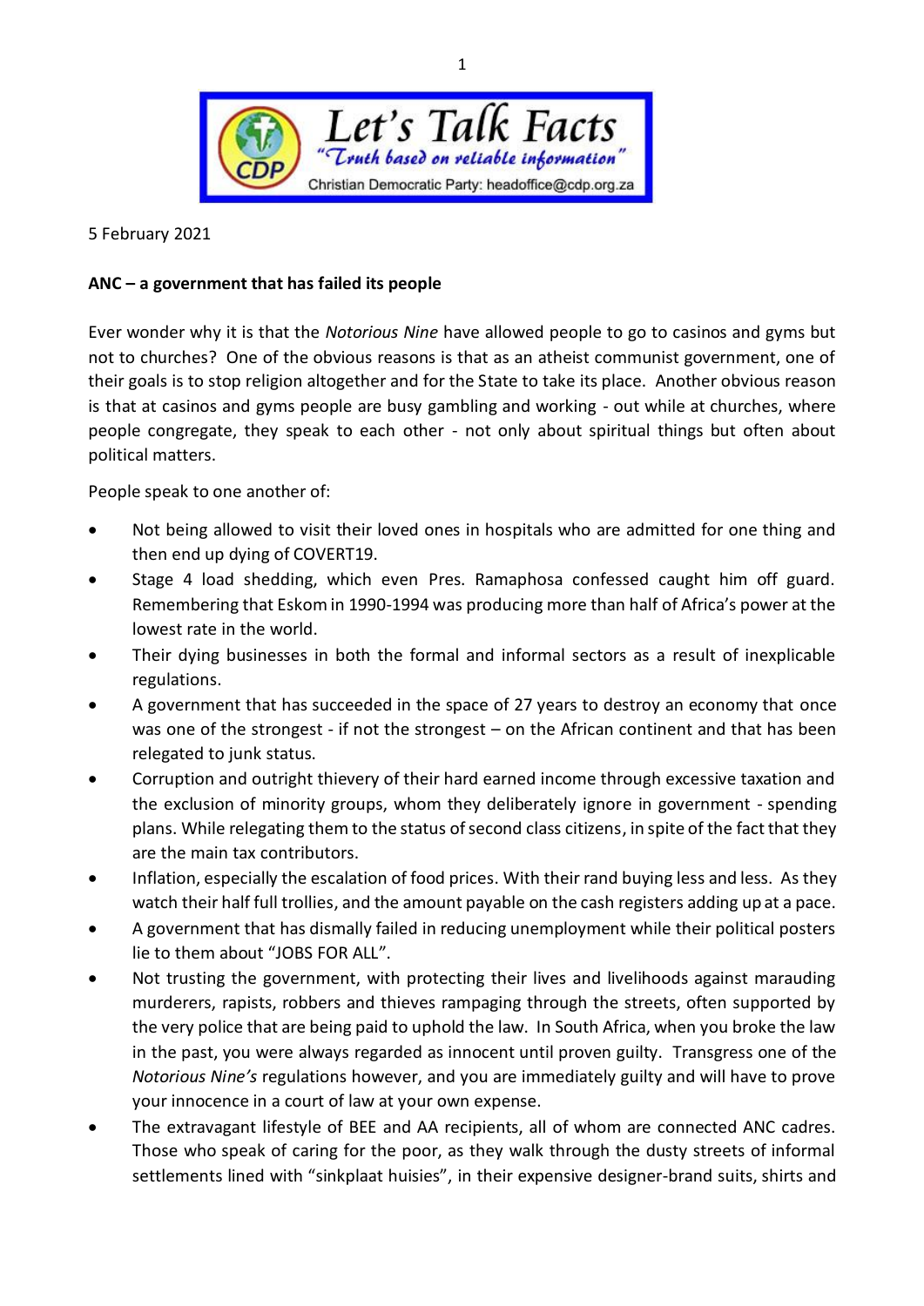Let's Talk Facts

"Truth based on reliable information"

Christian Democratic Party: headoffice@cdp.org.za

5 February 2021

**ANC – a government that has failed its people**

Ever wonder why it is that the *Notorious Nine* have allowed people to go to casinos and gyms but not to churches? One of the obvious reasons is that as an atheist communist government, one of their goals is to stop religion altogether and for the State to take its place. Another obvious reason is that at casinos and gyms people are busy gambling and working - out while at churches, where people congregate, they speak to each other - not only about spiritual things but often about political matters.

People speak to one another of:

- Not being allowed to visit their loved ones in hospitals who are admitted for one thing and then end up dying of COVERT19.
- Stage 4 load shedding, which even Pres. Ramaphosa confessed caught him off guard. Remembering that Eskom in 1990-1994 was producing more than half of Africa's power at the lowest rate in the world.
- Their dying businesses in both the formal and informal sectors as a result of inexplicable regulations.
- A government that has succeeded in the space of 27 years to destroy an economy that once was one of the strongest - if not the strongest – on the African continent and that has been relegated to junk status.
- Corruption and outright thievery of their hard earned income through excessive taxation and the exclusion of minority groups, whom they deliberately ignore in government - spending plans. While relegating them to the status of second class citizens, in spite of the fact that they are the main tax contributors.
- Inflation, especially the escalation of food prices. With their rand buying less and less. As they watch their half full trollies, and the amount payable on the cash registers adding up at a pace.
- A government that has dismally failed in reducing unemployment while their political posters lie to them about "JOBS FOR ALL".
- Not trusting the government, with protecting their lives and livelihoods against marauding murderers, rapists, robbers and thieves rampaging through the streets, often supported by the very police that are being paid to uphold the law. In South Africa, when you broke the law in the past, you were always regarded as innocent until proven guilty. Transgress one of the *Notorious Nine's* regulations however, and you are immediately guilty and will have to prove your innocence in a court of law at your own expense.
- The extravagant lifestyle of BEE and AA recipients, all of whom are connected ANC cadres. Those who speak of caring for the poor, as they walk through the dusty streets of informal settlements lined with "sinkplaat huisies", in their expensive designer-brand suits, shirts and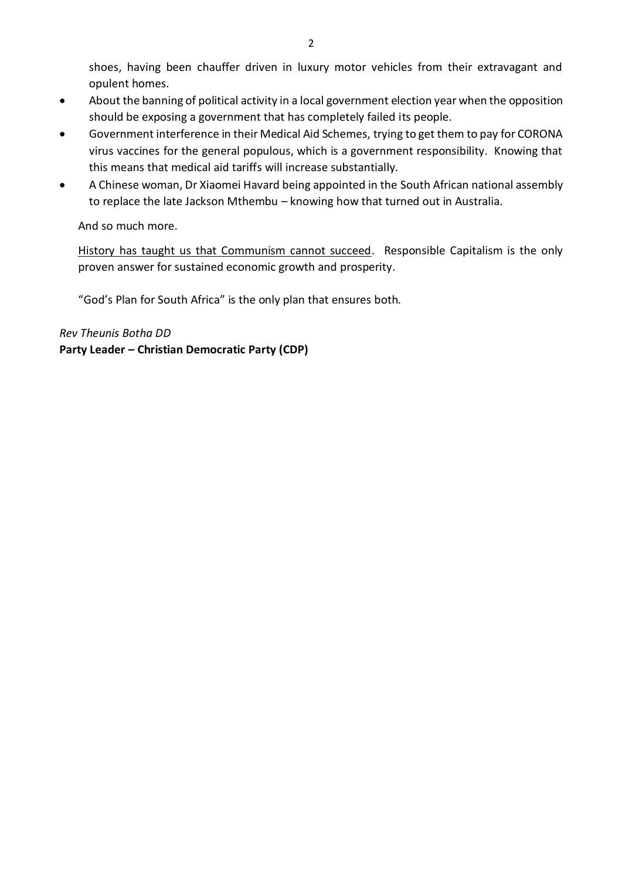shoes, having been chauffer driven in luxury motor vehicles from their extravagant and opulent homes.

- About the banning of political activity in a local government election year when the opposition should be exposing a government that has completely failed its people.
- Government interference in their Medical Aid Schemes, trying to get them to pay for CORONA virus vaccines for the general populous, which is a government responsibility. Knowing that this means that medical aid tariffs will increase substantially.
- A Chinese woman, Dr Xiaomei Havard being appointed in the South African national assembly to replace the late Jackson Mthembu – knowing how that turned out in Australia.

And so much more.

<u>History has taught us that Communism cannot succeed</u>. Responsible Capitalism is the only proven answer for sustained economic growth and prosperity.

"God's Plan for South Africa" is the only plan that ensures both.

*Rev Theunis Botha DD*
**Party Leader – Christian Democratic Party (CDP)**